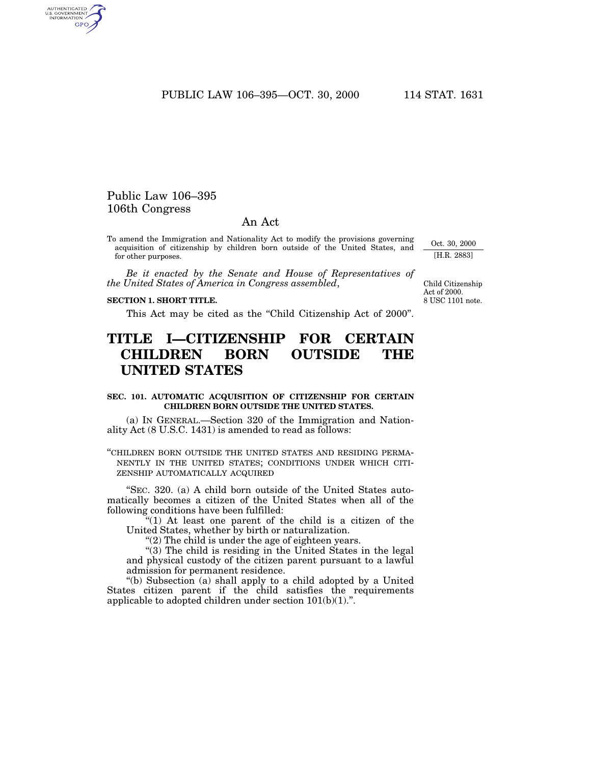# Public Law 106–395
# 106th Congress

## An Act

To amend the Immigration and Nationality Act to modify the provisions governing acquisition of citizenship by children born outside of the United States, and for other purposes.

Oct. 30, 2000
[H.R. 2883]

*Be it enacted by the Senate and House of Representatives of the United States of America in Congress assembled*,

Child Citizenship Act of 2000.
8 USC 1101 note.

**SECTION 1. SHORT TITLE.**

This Act may be cited as the "Child Citizenship Act of 2000".

# TITLE I—CITIZENSHIP FOR CERTAIN CHILDREN BORN OUTSIDE THE UNITED STATES

**SEC. 101. AUTOMATIC ACQUISITION OF CITIZENSHIP FOR CERTAIN CHILDREN BORN OUTSIDE THE UNITED STATES.**

(a) IN GENERAL.—Section 320 of the Immigration and Nationality Act (8 U.S.C. 1431) is amended to read as follows:

"CHILDREN BORN OUTSIDE THE UNITED STATES AND RESIDING PERMANENTLY IN THE UNITED STATES; CONDITIONS UNDER WHICH CITIZENSHIP AUTOMATICALLY ACQUIRED

"SEC. 320. (a) A child born outside of the United States automatically becomes a citizen of the United States when all of the following conditions have been fulfilled:

"(1) At least one parent of the child is a citizen of the United States, whether by birth or naturalization.

"(2) The child is under the age of eighteen years.

"(3) The child is residing in the United States in the legal and physical custody of the citizen parent pursuant to a lawful admission for permanent residence.

"(b) Subsection (a) shall apply to a child adopted by a United States citizen parent if the child satisfies the requirements applicable to adopted children under section 101(b)(1).".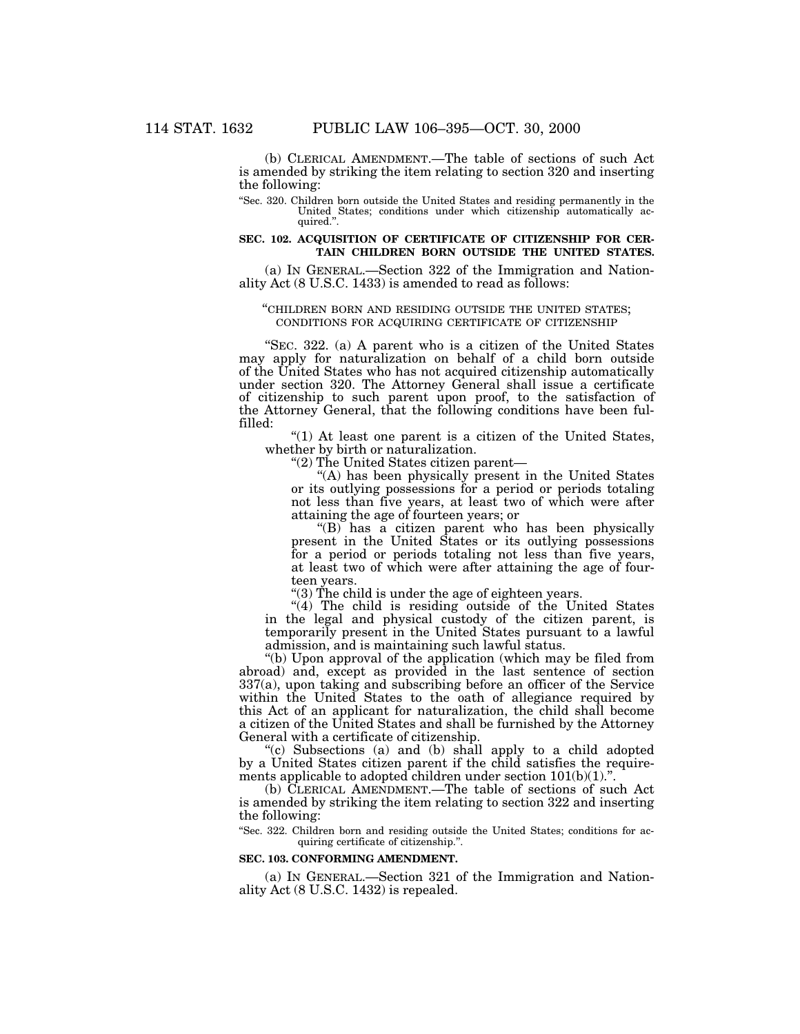(b) CLERICAL AMENDMENT.—The table of sections of such Act is amended by striking the item relating to section 320 and inserting the following:

"Sec. 320. Children born outside the United States and residing permanently in the United States; conditions under which citizenship automatically acquired.".

**SEC. 102. ACQUISITION OF CERTIFICATE OF CITIZENSHIP FOR CERTAIN CHILDREN BORN OUTSIDE THE UNITED STATES.**

(a) IN GENERAL.—Section 322 of the Immigration and Nationality Act (8 U.S.C. 1433) is amended to read as follows:

"CHILDREN BORN AND RESIDING OUTSIDE THE UNITED STATES; CONDITIONS FOR ACQUIRING CERTIFICATE OF CITIZENSHIP

"SEC. 322. (a) A parent who is a citizen of the United States may apply for naturalization on behalf of a child born outside of the United States who has not acquired citizenship automatically under section 320. The Attorney General shall issue a certificate of citizenship to such parent upon proof, to the satisfaction of the Attorney General, that the following conditions have been fulfilled:

"(1) At least one parent is a citizen of the United States, whether by birth or naturalization.

"(2) The United States citizen parent—

"(A) has been physically present in the United States or its outlying possessions for a period or periods totaling not less than five years, at least two of which were after attaining the age of fourteen years; or

"(B) has a citizen parent who has been physically present in the United States or its outlying possessions for a period or periods totaling not less than five years, at least two of which were after attaining the age of fourteen years.

"(3) The child is under the age of eighteen years.

"(4) The child is residing outside of the United States in the legal and physical custody of the citizen parent, is temporarily present in the United States pursuant to a lawful admission, and is maintaining such lawful status.

"(b) Upon approval of the application (which may be filed from abroad) and, except as provided in the last sentence of section 337(a), upon taking and subscribing before an officer of the Service within the United States to the oath of allegiance required by this Act of an applicant for naturalization, the child shall become a citizen of the United States and shall be furnished by the Attorney General with a certificate of citizenship.

"(c) Subsections (a) and (b) shall apply to a child adopted by a United States citizen parent if the child satisfies the requirements applicable to adopted children under section 101(b)(1).".

(b) CLERICAL AMENDMENT.—The table of sections of such Act is amended by striking the item relating to section 322 and inserting the following:

"Sec. 322. Children born and residing outside the United States; conditions for acquiring certificate of citizenship.".

**SEC. 103. CONFORMING AMENDMENT.**

(a) IN GENERAL.—Section 321 of the Immigration and Nationality Act (8 U.S.C. 1432) is repealed.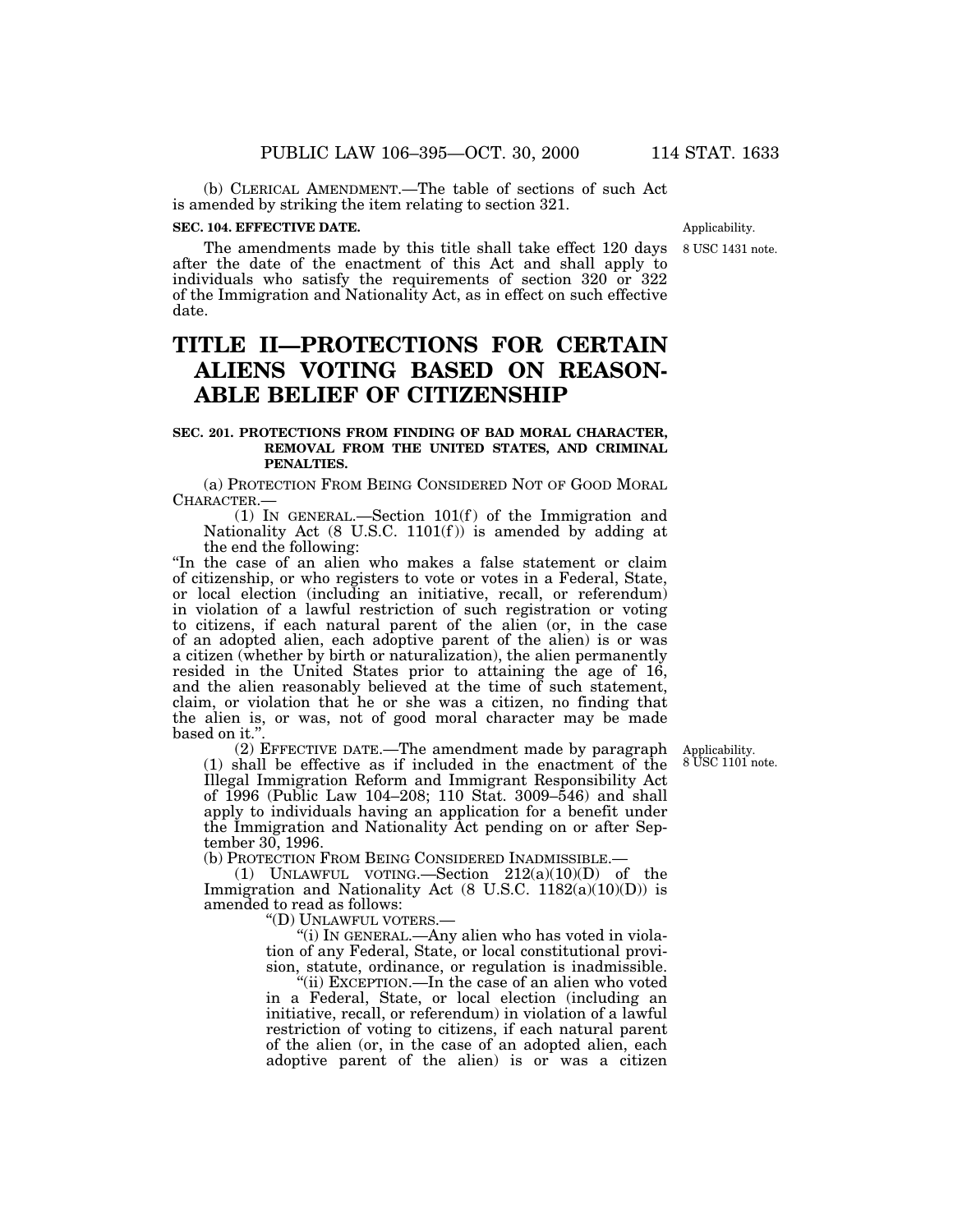(b) CLERICAL AMENDMENT.—The table of sections of such Act is amended by striking the item relating to section 321.

**SEC. 104. EFFECTIVE DATE.**

Applicability. 8 USC 1431 note.

The amendments made by this title shall take effect 120 days after the date of the enactment of this Act and shall apply to individuals who satisfy the requirements of section 320 or 322 of the Immigration and Nationality Act, as in effect on such effective date.

# TITLE II—PROTECTIONS FOR CERTAIN ALIENS VOTING BASED ON REASONABLE BELIEF OF CITIZENSHIP

**SEC. 201. PROTECTIONS FROM FINDING OF BAD MORAL CHARACTER, REMOVAL FROM THE UNITED STATES, AND CRIMINAL PENALTIES.**

(a) PROTECTION FROM BEING CONSIDERED NOT OF GOOD MORAL CHARACTER.—

(1) IN GENERAL.—Section 101(f) of the Immigration and Nationality Act (8 U.S.C. 1101(f)) is amended by adding at the end the following:

"In the case of an alien who makes a false statement or claim of citizenship, or who registers to vote or votes in a Federal, State, or local election (including an initiative, recall, or referendum) in violation of a lawful restriction of such registration or voting to citizens, if each natural parent of the alien (or, in the case of an adopted alien, each adoptive parent of the alien) is or was a citizen (whether by birth or naturalization), the alien permanently resided in the United States prior to attaining the age of 16, and the alien reasonably believed at the time of such statement, claim, or violation that he or she was a citizen, no finding that the alien is, or was, not of good moral character may be made based on it.".

Applicability. 8 USC 1101 note.

(2) EFFECTIVE DATE.—The amendment made by paragraph (1) shall be effective as if included in the enactment of the Illegal Immigration Reform and Immigrant Responsibility Act of 1996 (Public Law 104–208; 110 Stat. 3009–546) and shall apply to individuals having an application for a benefit under the Immigration and Nationality Act pending on or after September 30, 1996.

(b) PROTECTION FROM BEING CONSIDERED INADMISSIBLE.—

(1) UNLAWFUL VOTING.—Section 212(a)(10)(D) of the Immigration and Nationality Act (8 U.S.C. 1182(a)(10)(D)) is amended to read as follows:

"(D) UNLAWFUL VOTERS.—

"(i) IN GENERAL.—Any alien who has voted in violation of any Federal, State, or local constitutional provision, statute, ordinance, or regulation is inadmissible.

"(ii) EXCEPTION.—In the case of an alien who voted in a Federal, State, or local election (including an initiative, recall, or referendum) in violation of a lawful restriction of voting to citizens, if each natural parent of the alien (or, in the case of an adopted alien, each adoptive parent of the alien) is or was a citizen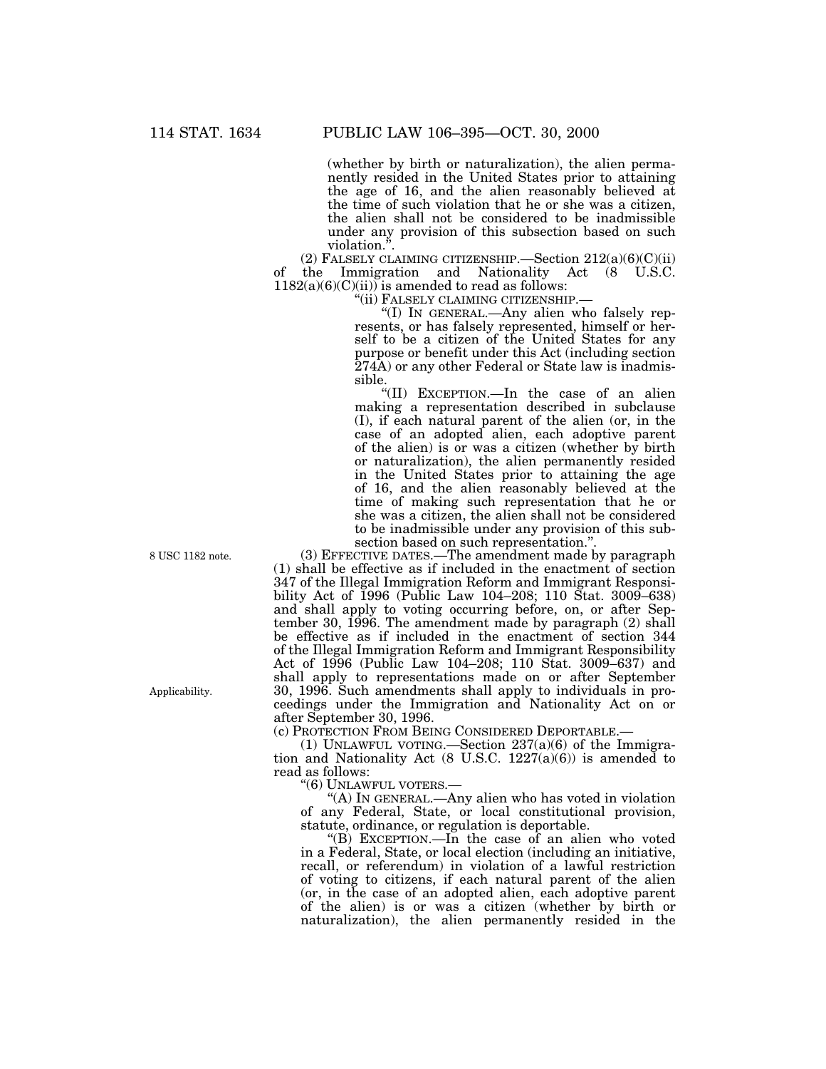(whether by birth or naturalization), the alien permanently resided in the United States prior to attaining the age of 16, and the alien reasonably believed at the time of such violation that he or she was a citizen, the alien shall not be considered to be inadmissible under any provision of this subsection based on such violation.".

(2) FALSELY CLAIMING CITIZENSHIP.—Section 212(a)(6)(C)(ii) of the Immigration and Nationality Act (8 U.S.C. 1182(a)(6)(C)(ii)) is amended to read as follows:

"(ii) FALSELY CLAIMING CITIZENSHIP.—

"(I) IN GENERAL.—Any alien who falsely represents, or has falsely represented, himself or herself to be a citizen of the United States for any purpose or benefit under this Act (including section 274A) or any other Federal or State law is inadmissible.

"(II) EXCEPTION.—In the case of an alien making a representation described in subclause (I), if each natural parent of the alien (or, in the case of an adopted alien, each adoptive parent of the alien) is or was a citizen (whether by birth or naturalization), the alien permanently resided in the United States prior to attaining the age of 16, and the alien reasonably believed at the time of making such representation that he or she was a citizen, the alien shall not be considered to be inadmissible under any provision of this subsection based on such representation.".

8 USC 1182 note.

(3) EFFECTIVE DATES.—The amendment made by paragraph (1) shall be effective as if included in the enactment of section 347 of the Illegal Immigration Reform and Immigrant Responsibility Act of 1996 (Public Law 104–208; 110 Stat. 3009–638) and shall apply to voting occurring before, on, or after September 30, 1996. The amendment made by paragraph (2) shall be effective as if included in the enactment of section 344 of the Illegal Immigration Reform and Immigrant Responsibility Act of 1996 (Public Law 104–208; 110 Stat. 3009–637) and shall apply to representations made on or after September 30, 1996. Such amendments shall apply to individuals in proceedings under the Immigration and Nationality Act on or after September 30, 1996.

Applicability.

(c) PROTECTION FROM BEING CONSIDERED DEPORTABLE.—

(1) UNLAWFUL VOTING.—Section 237(a)(6) of the Immigration and Nationality Act (8 U.S.C. 1227(a)(6)) is amended to read as follows:

"(6) UNLAWFUL VOTERS.—

"(A) IN GENERAL.—Any alien who has voted in violation of any Federal, State, or local constitutional provision, statute, ordinance, or regulation is deportable.

"(B) EXCEPTION.—In the case of an alien who voted in a Federal, State, or local election (including an initiative, recall, or referendum) in violation of a lawful restriction of voting to citizens, if each natural parent of the alien (or, in the case of an adopted alien, each adoptive parent of the alien) is or was a citizen (whether by birth or naturalization), the alien permanently resided in the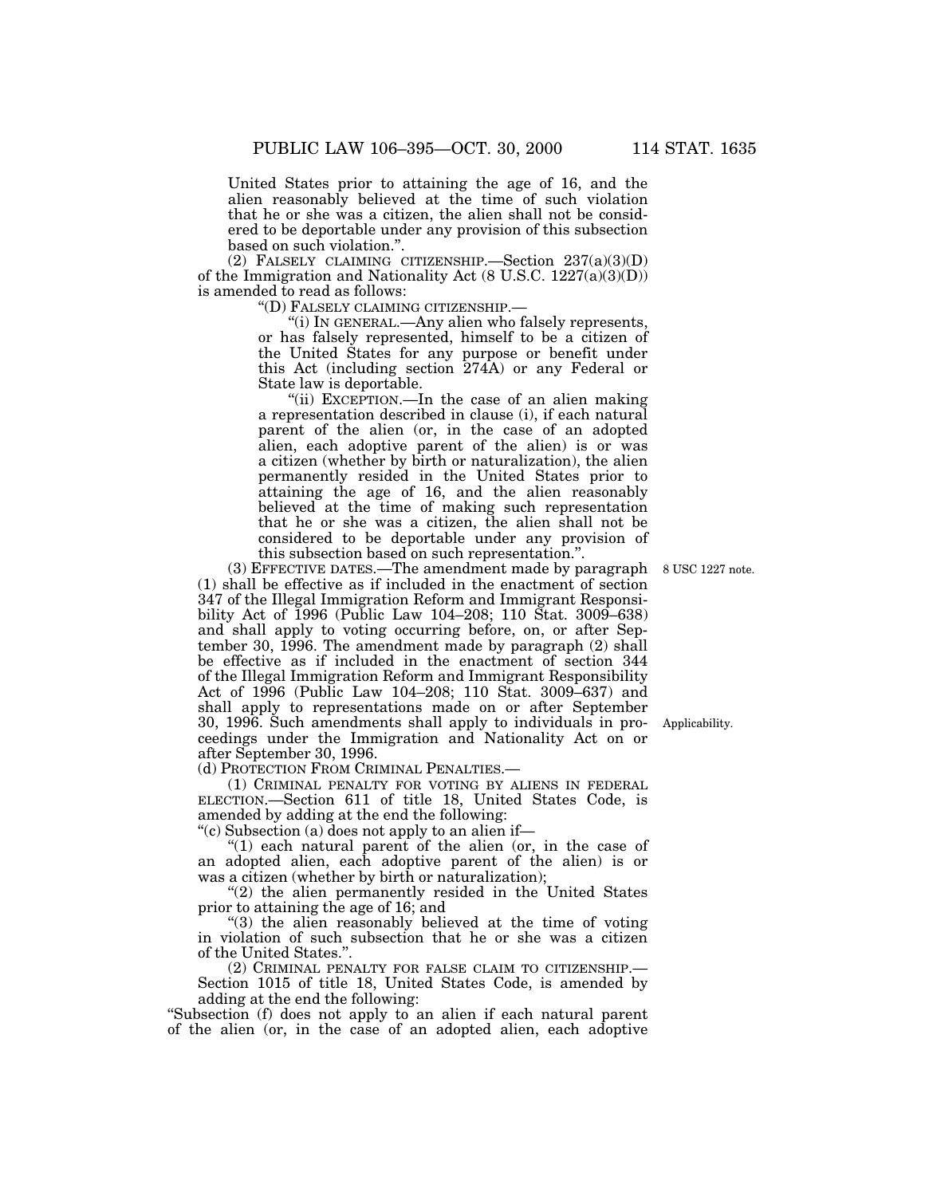United States prior to attaining the age of 16, and the alien reasonably believed at the time of such violation that he or she was a citizen, the alien shall not be considered to be deportable under any provision of this subsection based on such violation.".

(2) FALSELY CLAIMING CITIZENSHIP.—Section 237(a)(3)(D) of the Immigration and Nationality Act (8 U.S.C. 1227(a)(3)(D)) is amended to read as follows:

"(D) FALSELY CLAIMING CITIZENSHIP.—

"(i) IN GENERAL.—Any alien who falsely represents, or has falsely represented, himself to be a citizen of the United States for any purpose or benefit under this Act (including section 274A) or any Federal or State law is deportable.

"(ii) EXCEPTION.—In the case of an alien making a representation described in clause (i), if each natural parent of the alien (or, in the case of an adopted alien, each adoptive parent of the alien) is or was a citizen (whether by birth or naturalization), the alien permanently resided in the United States prior to attaining the age of 16, and the alien reasonably believed at the time of making such representation that he or she was a citizen, the alien shall not be considered to be deportable under any provision of this subsection based on such representation.".

8 USC 1227 note.

(3) EFFECTIVE DATES.—The amendment made by paragraph (1) shall be effective as if included in the enactment of section 347 of the Illegal Immigration Reform and Immigrant Responsibility Act of 1996 (Public Law 104–208; 110 Stat. 3009–638) and shall apply to voting occurring before, on, or after September 30, 1996. The amendment made by paragraph (2) shall be effective as if included in the enactment of section 344 of the Illegal Immigration Reform and Immigrant Responsibility Act of 1996 (Public Law 104–208; 110 Stat. 3009–637) and shall apply to representations made on or after September 30, 1996. Such amendments shall apply to individuals in proceedings under the Immigration and Nationality Act on or after September 30, 1996.

Applicability.

(d) PROTECTION FROM CRIMINAL PENALTIES.—

(1) CRIMINAL PENALTY FOR VOTING BY ALIENS IN FEDERAL ELECTION.—Section 611 of title 18, United States Code, is amended by adding at the end the following:

"(c) Subsection (a) does not apply to an alien if—

"(1) each natural parent of the alien (or, in the case of an adopted alien, each adoptive parent of the alien) is or was a citizen (whether by birth or naturalization);

"(2) the alien permanently resided in the United States prior to attaining the age of 16; and

"(3) the alien reasonably believed at the time of voting in violation of such subsection that he or she was a citizen of the United States.".

(2) CRIMINAL PENALTY FOR FALSE CLAIM TO CITIZENSHIP.—Section 1015 of title 18, United States Code, is amended by adding at the end the following:

"Subsection (f) does not apply to an alien if each natural parent of the alien (or, in the case of an adopted alien, each adoptive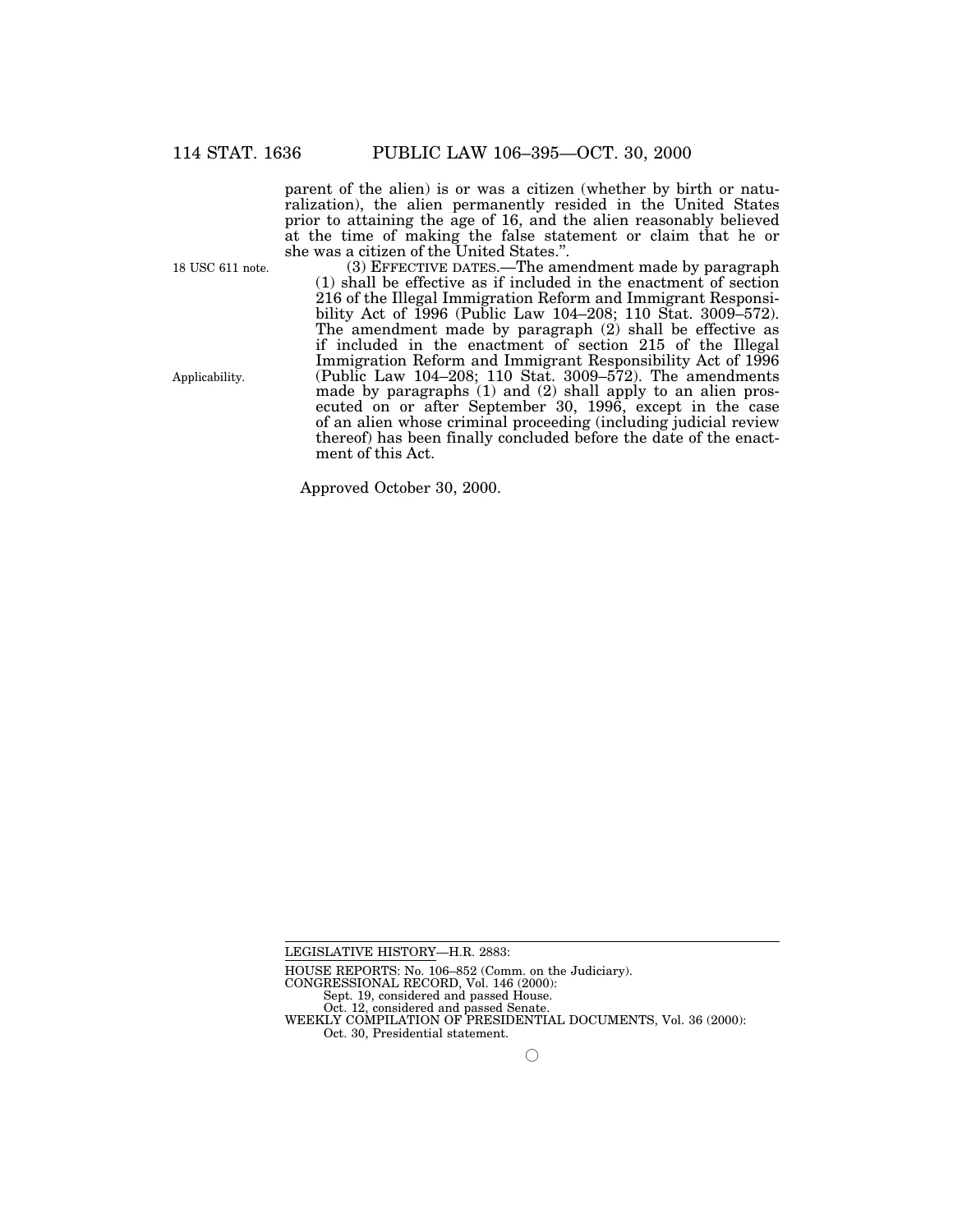parent of the alien) is or was a citizen (whether by birth or naturalization), the alien permanently resided in the United States prior to attaining the age of 16, and the alien reasonably believed at the time of making the false statement or claim that he or she was a citizen of the United States.".

18 USC 611 note.

(3) EFFECTIVE DATES.—The amendment made by paragraph (1) shall be effective as if included in the enactment of section 216 of the Illegal Immigration Reform and Immigrant Responsibility Act of 1996 (Public Law 104–208; 110 Stat. 3009–572). The amendment made by paragraph (2) shall be effective as if included in the enactment of section 215 of the Illegal Immigration Reform and Immigrant Responsibility Act of 1996 (Public Law 104–208; 110 Stat. 3009–572). The amendments made by paragraphs (1) and (2) shall apply to an alien prosecuted on or after September 30, 1996, except in the case of an alien whose criminal proceeding (including judicial review thereof) has been finally concluded before the date of the enactment of this Act.

Applicability.

Approved October 30, 2000.

---

LEGISLATIVE HISTORY—H.R. 2883:

HOUSE REPORTS: No. 106–852 (Comm. on the Judiciary).
CONGRESSIONAL RECORD, Vol. 146 (2000):
Sept. 19, considered and passed House.
Oct. 12, considered and passed Senate.
WEEKLY COMPILATION OF PRESIDENTIAL DOCUMENTS, Vol. 36 (2000):
Oct. 30, Presidential statement.